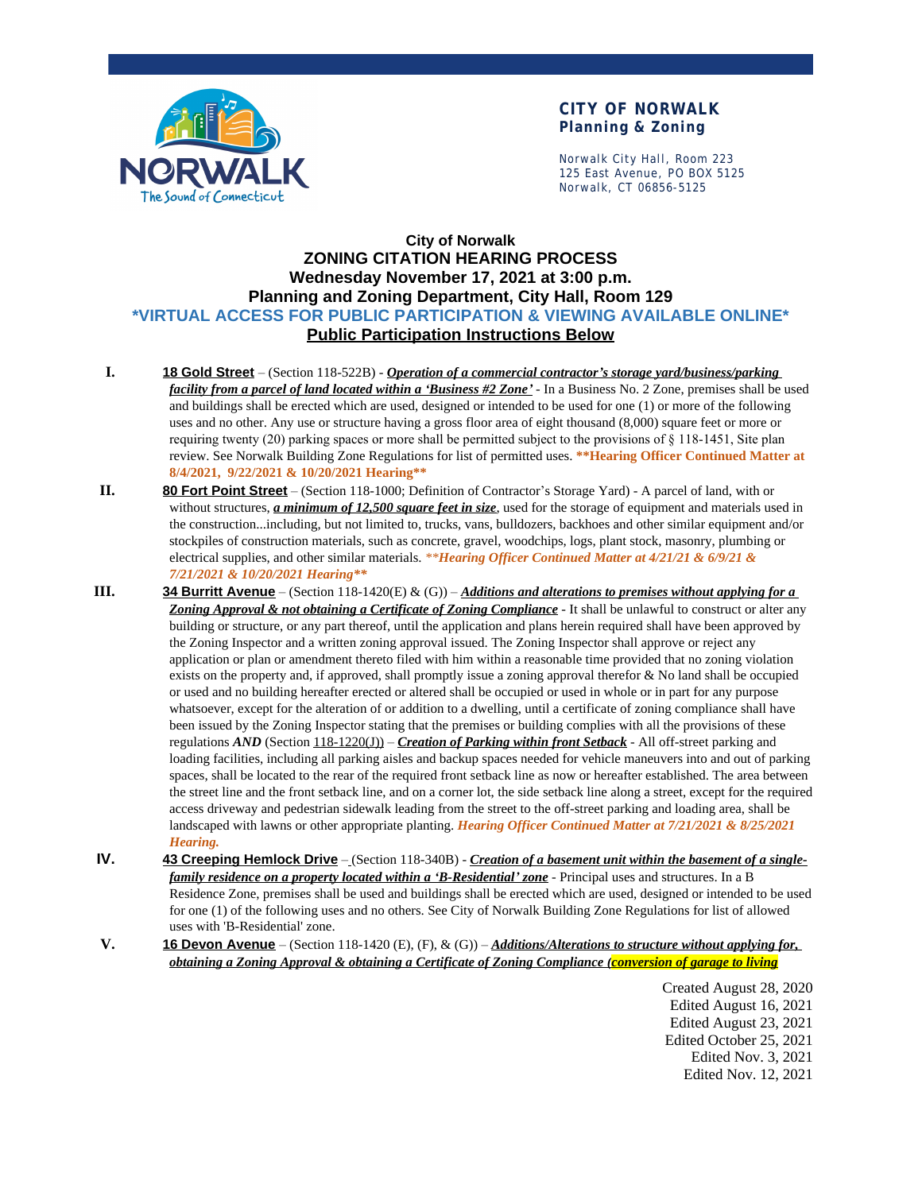**CITY OF NORWALK**
**Planning & Zoning**

Norwalk City Hall, Room 223
125 East Avenue, PO BOX 5125
Norwalk, CT 06856-5125

## City of Norwalk
## ZONING CITATION HEARING PROCESS
## Wednesday November 17, 2021 at 3:00 p.m.
## Planning and Zoning Department, City Hall, Room 129

**\*VIRTUAL ACCESS FOR PUBLIC PARTICIPATION & VIEWING AVAILABLE ONLINE\***

**Public Participation Instructions Below**

**I.** **18 Gold Street** – (Section 118-522B) - ***Operation of a commercial contractor's storage yard/business/parking facility from a parcel of land located within a 'Business #2 Zone'*** - In a Business No. 2 Zone, premises shall be used and buildings shall be erected which are used, designed or intended to be used for one (1) or more of the following uses and no other. Any use or structure having a gross floor area of eight thousand (8,000) square feet or more or requiring twenty (20) parking spaces or more shall be permitted subject to the provisions of § 118-1451, Site plan review. See Norwalk Building Zone Regulations for list of permitted uses. **\*\*Hearing Officer Continued Matter at 8/4/2021, 9/22/2021 & 10/20/2021 Hearing\*\***

**II.** **80 Fort Point Street** – (Section 118-1000; Definition of Contractor's Storage Yard) - A parcel of land, with or without structures, ***a minimum of 12,500 square feet in size***, used for the storage of equipment and materials used in the construction...including, but not limited to, trucks, vans, bulldozers, backhoes and other similar equipment and/or stockpiles of construction materials, such as concrete, gravel, woodchips, logs, plant stock, masonry, plumbing or electrical supplies, and other similar materials. *\*\*Hearing Officer Continued Matter at 4/21/21 & 6/9/21 & 7/21/2021 & 10/20/2021 Hearing\*\**

**III.** **34 Burritt Avenue** – (Section 118-1420(E) & (G)) – ***Additions and alterations to premises without applying for a Zoning Approval & not obtaining a Certificate of Zoning Compliance*** - It shall be unlawful to construct or alter any building or structure, or any part thereof, until the application and plans herein required shall have been approved by the Zoning Inspector and a written zoning approval issued. The Zoning Inspector shall approve or reject any application or plan or amendment thereto filed with him within a reasonable time provided that no zoning violation exists on the property and, if approved, shall promptly issue a zoning approval therefor & No land shall be occupied or used and no building hereafter erected or altered shall be occupied or used in whole or in part for any purpose whatsoever, except for the alteration of or addition to a dwelling, until a certificate of zoning compliance shall have been issued by the Zoning Inspector stating that the premises or building complies with all the provisions of these regulations ***AND*** (Section 118-1220(J)) – ***Creation of Parking within front Setback*** - All off-street parking and loading facilities, including all parking aisles and backup spaces needed for vehicle maneuvers into and out of parking spaces, shall be located to the rear of the required front setback line as now or hereafter established. The area between the street line and the front setback line, and on a corner lot, the side setback line along a street, except for the required access driveway and pedestrian sidewalk leading from the street to the off-street parking and loading area, shall be landscaped with lawns or other appropriate planting. *Hearing Officer Continued Matter at 7/21/2021 & 8/25/2021 Hearing.*

**IV.** **43 Creeping Hemlock Drive** – (Section 118-340B) - ***Creation of a basement unit within the basement of a single-family residence on a property located within a 'B-Residential' zone*** - Principal uses and structures. In a B Residence Zone, premises shall be used and buildings shall be erected which are used, designed or intended to be used for one (1) of the following uses and no others. See City of Norwalk Building Zone Regulations for list of allowed uses with 'B-Residential' zone.

**V.** **16 Devon Avenue** – (Section 118-1420 (E), (F), & (G)) – ***Additions/Alterations to structure without applying for, obtaining a Zoning Approval & obtaining a Certificate of Zoning Compliance (conversion of garage to living***

Created August 28, 2020
Edited August 16, 2021
Edited August 23, 2021
Edited October 25, 2021
Edited Nov. 3, 2021
Edited Nov. 12, 2021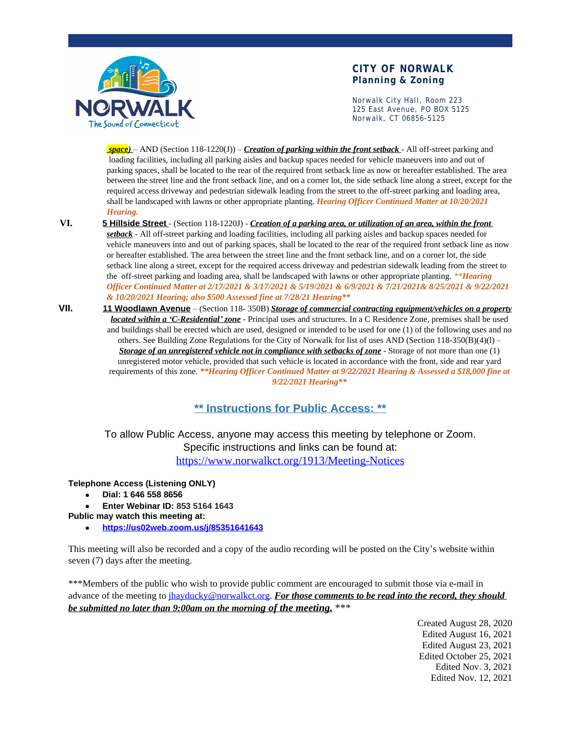**CITY OF NORWALK**
**Planning & Zoning**

Norwalk City Hall, Room 223
125 East Avenue, PO BOX 5125
Norwalk, CT 06856-5125

***space)*** – AND (Section 118-1220(J)) – ***Creation of parking within the front setback*** - All off-street parking and loading facilities, including all parking aisles and backup spaces needed for vehicle maneuvers into and out of parking spaces, shall be located to the rear of the required front setback line as now or hereafter established. The area between the street line and the front setback line, and on a corner lot, the side setback line along a street, except for the required access driveway and pedestrian sidewalk leading from the street to the off-street parking and loading area, shall be landscaped with lawns or other appropriate planting. ***Hearing Officer Continued Matter at 10/20/2021 Hearing.***

**VI.** **5 Hillside Street** - (Section 118-1220J) - ***Creation of a parking area, or utilization of an area, within the front setback*** - All off-street parking and loading facilities, including all parking aisles and backup spaces needed for vehicle maneuvers into and out of parking spaces, shall be located to the rear of the required front setback line as now or hereafter established. The area between the street line and the front setback line, and on a corner lot, the side setback line along a street, except for the required access driveway and pedestrian sidewalk leading from the street to the off-street parking and loading area, shall be landscaped with lawns or other appropriate planting. ***\*\*Hearing Officer Continued Matter at 2/17/2021 & 3/17/2021 & 5/19/2021 & 6/9/2021 & 7/21/2021& 8/25/2021 & 9/22/2021 & 10/20/2021 Hearing; also $500 Assessed fine at 7/28/21 Hearing\*\****

**VII.** **11 Woodlawn Avenue** – (Section 118- 350B) ***Storage of commercial contracting equipment/vehicles on a property located within a 'C-Residential' zone*** - Principal uses and structures. In a C Residence Zone, premises shall be used and buildings shall be erected which are used, designed or intended to be used for one (1) of the following uses and no others. See Building Zone Regulations for the City of Norwalk for list of uses AND (Section 118-350(B)(4)(l) – ***Storage of an unregistered vehicle not in compliance with setbacks of zone*** - Storage of not more than one (1) unregistered motor vehicle, provided that such vehicle is located in accordance with the front, side and rear yard requirements of this zone. ***\*\*Hearing Officer Continued Matter at 9/22/2021 Hearing & Assessed a $18,000 fine at 9/22/2021 Hearing\*\****

## \*\* Instructions for Public Access: \*\*

To allow Public Access, anyone may access this meeting by telephone or Zoom.
Specific instructions and links can be found at:
https://www.norwalkct.org/1913/Meeting-Notices

**Telephone Access (Listening ONLY)**

- **Dial: 1 646 558 8656**
- **Enter Webinar ID: 853 5164 1643**

**Public may watch this meeting at:**

- **https://us02web.zoom.us/j/85351641643**

This meeting will also be recorded and a copy of the audio recording will be posted on the City's website within seven (7) days after the meeting.

\*\*\*Members of the public who wish to provide public comment are encouraged to submit those via e-mail in advance of the meeting to jhayducky@norwalkct.org. ***For those comments to be read into the record, they should be submitted no later than 9:00am on the morning of the meeting.*** \*\*\*

Created August 28, 2020
Edited August 16, 2021
Edited August 23, 2021
Edited October 25, 2021
Edited Nov. 3, 2021
Edited Nov. 12, 2021